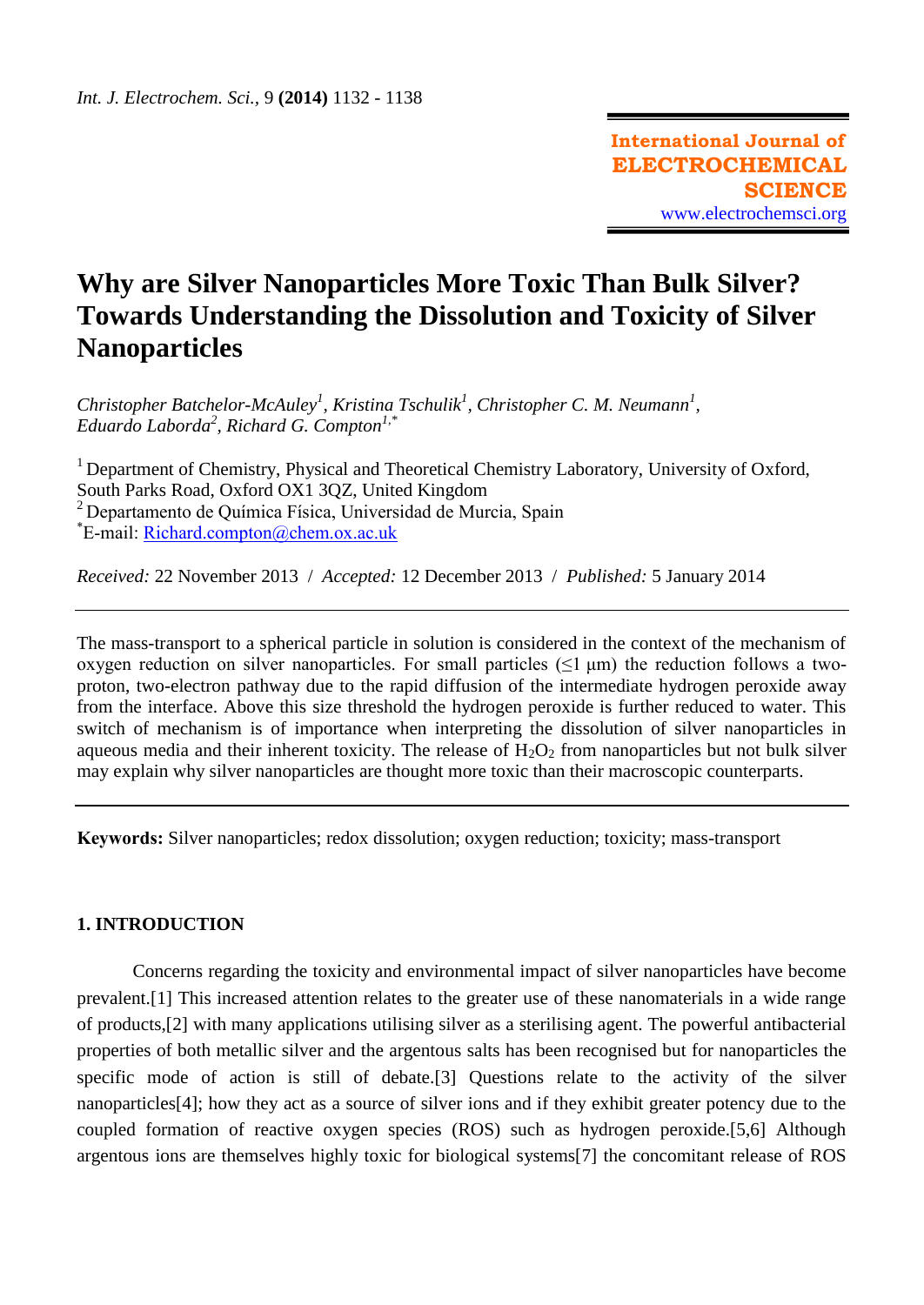International Journal of ELECTROCHEMICAL SCIENCE
www.electrochemsci.org

# Why are Silver Nanoparticles More Toxic Than Bulk Silver? Towards Understanding the Dissolution and Toxicity of Silver Nanoparticles

*Christopher Batchelor-McAuley[1], Kristina Tschulik[1], Christopher C. M. Neumann[1], Eduardo Laborda[2], Richard G. Compton[1,*]*

[1] Department of Chemistry, Physical and Theoretical Chemistry Laboratory, University of Oxford, South Parks Road, Oxford OX1 3QZ, United Kingdom
[2] Departamento de Química Física, Universidad de Murcia, Spain
[*]E-mail: Richard.compton@chem.ox.ac.uk

*Received:* 22 November 2013 / *Accepted:* 12 December 2013 / *Published:* 5 January 2014

The mass-transport to a spherical particle in solution is considered in the context of the mechanism of oxygen reduction on silver nanoparticles. For small particles (≤1 μm) the reduction follows a two-proton, two-electron pathway due to the rapid diffusion of the intermediate hydrogen peroxide away from the interface. Above this size threshold the hydrogen peroxide is further reduced to water. This switch of mechanism is of importance when interpreting the dissolution of silver nanoparticles in aqueous media and their inherent toxicity. The release of $H_2O_2$ from nanoparticles but not bulk silver may explain why silver nanoparticles are thought more toxic than their macroscopic counterparts.

**Keywords:** Silver nanoparticles; redox dissolution; oxygen reduction; toxicity; mass-transport

## 1. INTRODUCTION

Concerns regarding the toxicity and environmental impact of silver nanoparticles have become prevalent.[1] This increased attention relates to the greater use of these nanomaterials in a wide range of products,[2] with many applications utilising silver as a sterilising agent. The powerful antibacterial properties of both metallic silver and the argentous salts has been recognised but for nanoparticles the specific mode of action is still of debate.[3] Questions relate to the activity of the silver nanoparticles[4]; how they act as a source of silver ions and if they exhibit greater potency due to the coupled formation of reactive oxygen species (ROS) such as hydrogen peroxide.[5,6] Although argentous ions are themselves highly toxic for biological systems[7] the concomitant release of ROS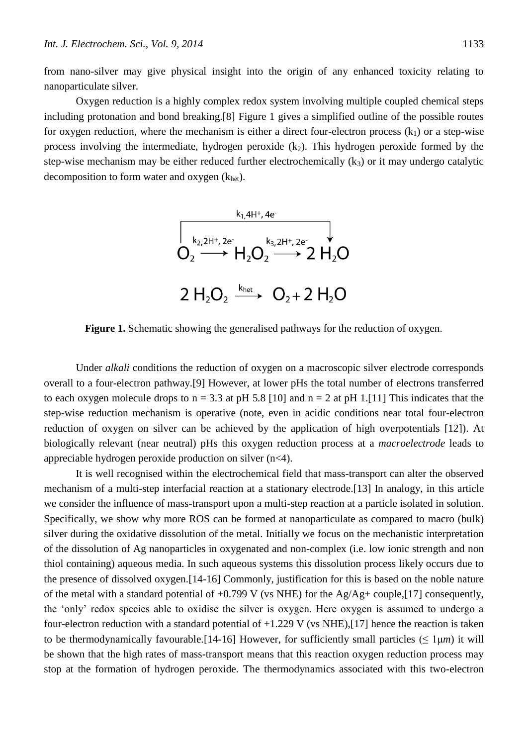from nano-silver may give physical insight into the origin of any enhanced toxicity relating to nanoparticulate silver.

Oxygen reduction is a highly complex redox system involving multiple coupled chemical steps including protonation and bond breaking.[8] Figure 1 gives a simplified outline of the possible routes for oxygen reduction, where the mechanism is either a direct four-electron process ($k_1$) or a step-wise process involving the intermediate, hydrogen peroxide ($k_2$). This hydrogen peroxide formed by the step-wise mechanism may be either reduced further electrochemically ($k_3$) or it may undergo catalytic decomposition to form water and oxygen ($k_{het}$).

$$O_2 \xrightarrow{k_2, 2H^+, 2e^-} H_2O_2 \xrightarrow{k_3, 2H^+, 2e^-} 2\,H_2O \qquad \left(O_2 \xrightarrow{k_1, 4H^+, 4e^-} 2\,H_2O\right)$$

$$2\,H_2O_2 \xrightarrow{k_{het}} O_2 + 2\,H_2O$$

**Figure 1.** Schematic showing the generalised pathways for the reduction of oxygen.

Under *alkali* conditions the reduction of oxygen on a macroscopic silver electrode corresponds overall to a four-electron pathway.[9] However, at lower pHs the total number of electrons transferred to each oxygen molecule drops to $n = 3.3$ at pH 5.8 [10] and $n = 2$ at pH 1.[11] This indicates that the step-wise reduction mechanism is operative (note, even in acidic conditions near total four-electron reduction of oxygen on silver can be achieved by the application of high overpotentials [12]). At biologically relevant (near neutral) pHs this oxygen reduction process at a *macroelectrode* leads to appreciable hydrogen peroxide production on silver ($n<4$).

It is well recognised within the electrochemical field that mass-transport can alter the observed mechanism of a multi-step interfacial reaction at a stationary electrode.[13] In analogy, in this article we consider the influence of mass-transport upon a multi-step reaction at a particle isolated in solution. Specifically, we show why more ROS can be formed at nanoparticulate as compared to macro (bulk) silver during the oxidative dissolution of the metal. Initially we focus on the mechanistic interpretation of the dissolution of Ag nanoparticles in oxygenated and non-complex (i.e. low ionic strength and non thiol containing) aqueous media. In such aqueous systems this dissolution process likely occurs due to the presence of dissolved oxygen.[14-16] Commonly, justification for this is based on the noble nature of the metal with a standard potential of +0.799 V (vs NHE) for the $Ag/Ag^+$ couple,[17] consequently, the 'only' redox species able to oxidise the silver is oxygen. Here oxygen is assumed to undergo a four-electron reduction with a standard potential of +1.229 V (vs NHE),[17] hence the reaction is taken to be thermodynamically favourable.[14-16] However, for sufficiently small particles ($\leq 1\mu m$) it will be shown that the high rates of mass-transport means that this reaction oxygen reduction process may stop at the formation of hydrogen peroxide. The thermodynamics associated with this two-electron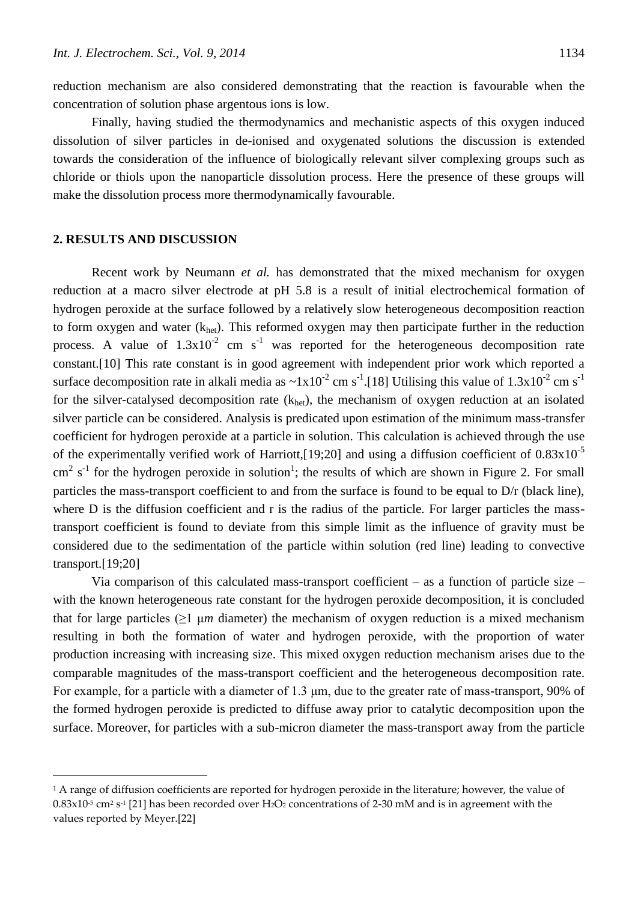reduction mechanism are also considered demonstrating that the reaction is favourable when the concentration of solution phase argentous ions is low.

Finally, having studied the thermodynamics and mechanistic aspects of this oxygen induced dissolution of silver particles in de-ionised and oxygenated solutions the discussion is extended towards the consideration of the influence of biologically relevant silver complexing groups such as chloride or thiols upon the nanoparticle dissolution process. Here the presence of these groups will make the dissolution process more thermodynamically favourable.

## 2. RESULTS AND DISCUSSION

Recent work by Neumann *et al.* has demonstrated that the mixed mechanism for oxygen reduction at a macro silver electrode at pH 5.8 is a result of initial electrochemical formation of hydrogen peroxide at the surface followed by a relatively slow heterogeneous decomposition reaction to form oxygen and water ($k_{het}$). This reformed oxygen may then participate further in the reduction process. A value of $1.3\text{x}10^{-2}$ cm $s^{-1}$ was reported for the heterogeneous decomposition rate constant.[10] This rate constant is in good agreement with independent prior work which reported a surface decomposition rate in alkali media as ~$1\text{x}10^{-2}$ cm $s^{-1}$.[18] Utilising this value of $1.3\text{x}10^{-2}$ cm $s^{-1}$ for the silver-catalysed decomposition rate ($k_{het}$), the mechanism of oxygen reduction at an isolated silver particle can be considered. Analysis is predicated upon estimation of the minimum mass-transfer coefficient for hydrogen peroxide at a particle in solution. This calculation is achieved through the use of the experimentally verified work of Harriott,[19;20] and using a diffusion coefficient of $0.83\text{x}10^{-5}$ $cm^2$ $s^{-1}$ for the hydrogen peroxide in solution[1]; the results of which are shown in Figure 2. For small particles the mass-transport coefficient to and from the surface is found to be equal to D/r (black line), where D is the diffusion coefficient and r is the radius of the particle. For larger particles the mass-transport coefficient is found to deviate from this simple limit as the influence of gravity must be considered due to the sedimentation of the particle within solution (red line) leading to convective transport.[19;20]

Via comparison of this calculated mass-transport coefficient – as a function of particle size – with the known heterogeneous rate constant for the hydrogen peroxide decomposition, it is concluded that for large particles (≥1 μ*m* diameter) the mechanism of oxygen reduction is a mixed mechanism resulting in both the formation of water and hydrogen peroxide, with the proportion of water production increasing with increasing size. This mixed oxygen reduction mechanism arises due to the comparable magnitudes of the mass-transport coefficient and the heterogeneous decomposition rate. For example, for a particle with a diameter of 1.3 μm, due to the greater rate of mass-transport, 90% of the formed hydrogen peroxide is predicted to diffuse away prior to catalytic decomposition upon the surface. Moreover, for particles with a sub-micron diameter the mass-transport away from the particle

[1] A range of diffusion coefficients are reported for hydrogen peroxide in the literature; however, the value of $0.83\text{x}10^{-5}$ $cm^2$ $s^{-1}$ [21] has been recorded over $H_2O_2$ concentrations of 2-30 mM and is in agreement with the values reported by Meyer.[22]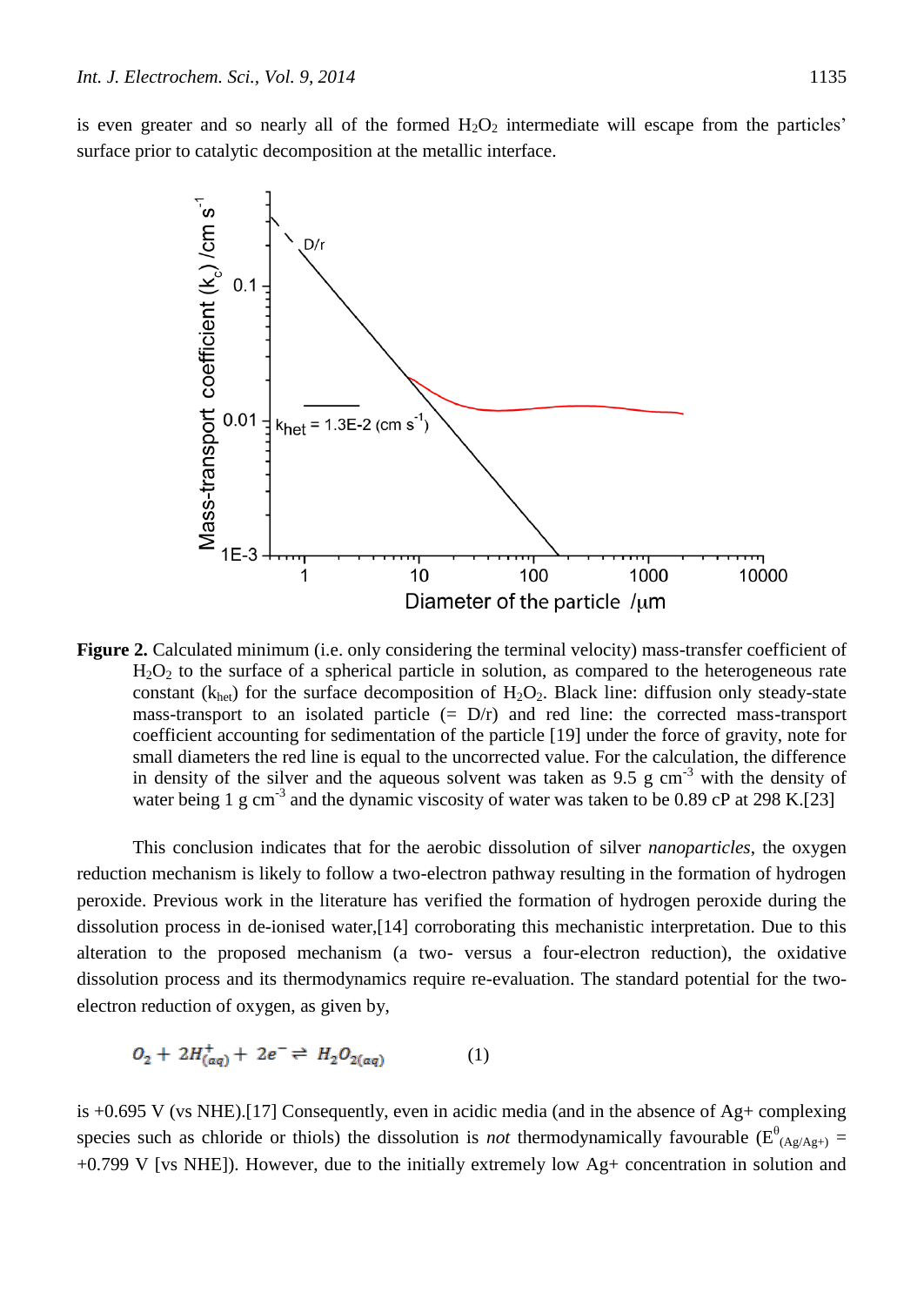is even greater and so nearly all of the formed $H_2O_2$ intermediate will escape from the particles' surface prior to catalytic decomposition at the metallic interface.

**Figure 2.** Calculated minimum (i.e. only considering the terminal velocity) mass-transfer coefficient of $H_2O_2$ to the surface of a spherical particle in solution, as compared to the heterogeneous rate constant ($k_{het}$) for the surface decomposition of $H_2O_2$. Black line: diffusion only steady-state mass-transport to an isolated particle (= D/r) and red line: the corrected mass-transport coefficient accounting for sedimentation of the particle [19] under the force of gravity, note for small diameters the red line is equal to the uncorrected value. For the calculation, the difference in density of the silver and the aqueous solvent was taken as 9.5 g cm$^{-3}$ with the density of water being 1 g cm$^{-3}$ and the dynamic viscosity of water was taken to be 0.89 cP at 298 K.[23]

This conclusion indicates that for the aerobic dissolution of silver *nanoparticles*, the oxygen reduction mechanism is likely to follow a two-electron pathway resulting in the formation of hydrogen peroxide. Previous work in the literature has verified the formation of hydrogen peroxide during the dissolution process in de-ionised water,[14] corroborating this mechanistic interpretation. Due to this alteration to the proposed mechanism (a two- versus a four-electron reduction), the oxidative dissolution process and its thermodynamics require re-evaluation. The standard potential for the two-electron reduction of oxygen, as given by,

$$O_2 + 2H^+_{(aq)} + 2e^- \rightleftharpoons H_2O_{2(aq)} \qquad (1)$$

is +0.695 V (vs NHE).[17] Consequently, even in acidic media (and in the absence of Ag+ complexing species such as chloride or thiols) the dissolution is *not* thermodynamically favourable ($E^{\theta}_{(Ag/Ag+)}$ = +0.799 V [vs NHE]). However, due to the initially extremely low Ag+ concentration in solution and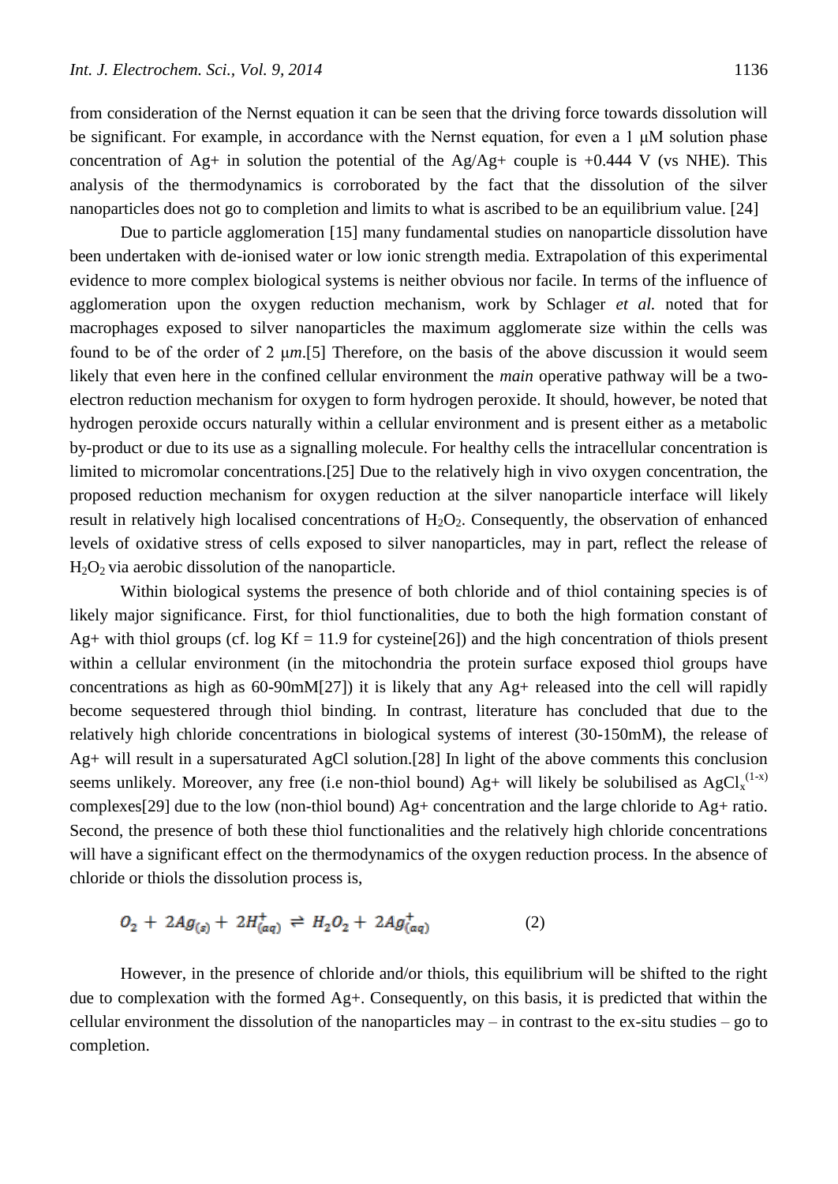from consideration of the Nernst equation it can be seen that the driving force towards dissolution will be significant. For example, in accordance with the Nernst equation, for even a 1 μM solution phase concentration of $Ag^+$ in solution the potential of the $Ag/Ag^+$ couple is +0.444 V (vs NHE). This analysis of the thermodynamics is corroborated by the fact that the dissolution of the silver nanoparticles does not go to completion and limits to what is ascribed to be an equilibrium value. [24]

Due to particle agglomeration [15] many fundamental studies on nanoparticle dissolution have been undertaken with de-ionised water or low ionic strength media. Extrapolation of this experimental evidence to more complex biological systems is neither obvious nor facile. In terms of the influence of agglomeration upon the oxygen reduction mechanism, work by Schlager *et al.* noted that for macrophages exposed to silver nanoparticles the maximum agglomerate size within the cells was found to be of the order of 2 μ*m*.[5] Therefore, on the basis of the above discussion it would seem likely that even here in the confined cellular environment the *main* operative pathway will be a two-electron reduction mechanism for oxygen to form hydrogen peroxide. It should, however, be noted that hydrogen peroxide occurs naturally within a cellular environment and is present either as a metabolic by-product or due to its use as a signalling molecule. For healthy cells the intracellular concentration is limited to micromolar concentrations.[25] Due to the relatively high in vivo oxygen concentration, the proposed reduction mechanism for oxygen reduction at the silver nanoparticle interface will likely result in relatively high localised concentrations of $H_2O_2$. Consequently, the observation of enhanced levels of oxidative stress of cells exposed to silver nanoparticles, may in part, reflect the release of $H_2O_2$ via aerobic dissolution of the nanoparticle.

Within biological systems the presence of both chloride and of thiol containing species is of likely major significance. First, for thiol functionalities, due to both the high formation constant of $Ag^+$ with thiol groups (cf. log Kf = 11.9 for cysteine[26]) and the high concentration of thiols present within a cellular environment (in the mitochondria the protein surface exposed thiol groups have concentrations as high as 60-90mM[27]) it is likely that any $Ag^+$ released into the cell will rapidly become sequestered through thiol binding. In contrast, literature has concluded that due to the relatively high chloride concentrations in biological systems of interest (30-150mM), the release of $Ag^+$ will result in a supersaturated AgCl solution.[28] In light of the above comments this conclusion seems unlikely. Moreover, any free (i.e non-thiol bound) $Ag^+$ will likely be solubilised as $AgCl_x^{(1-x)}$ complexes[29] due to the low (non-thiol bound) $Ag^+$ concentration and the large chloride to $Ag^+$ ratio. Second, the presence of both these thiol functionalities and the relatively high chloride concentrations will have a significant effect on the thermodynamics of the oxygen reduction process. In the absence of chloride or thiols the dissolution process is,

$$O_2 + 2Ag_{(s)} + 2H^+_{(aq)} \rightleftharpoons H_2O_2 + 2Ag^+_{(aq)} \qquad (2)$$

However, in the presence of chloride and/or thiols, this equilibrium will be shifted to the right due to complexation with the formed $Ag^+$. Consequently, on this basis, it is predicted that within the cellular environment the dissolution of the nanoparticles may – in contrast to the ex-situ studies – go to completion.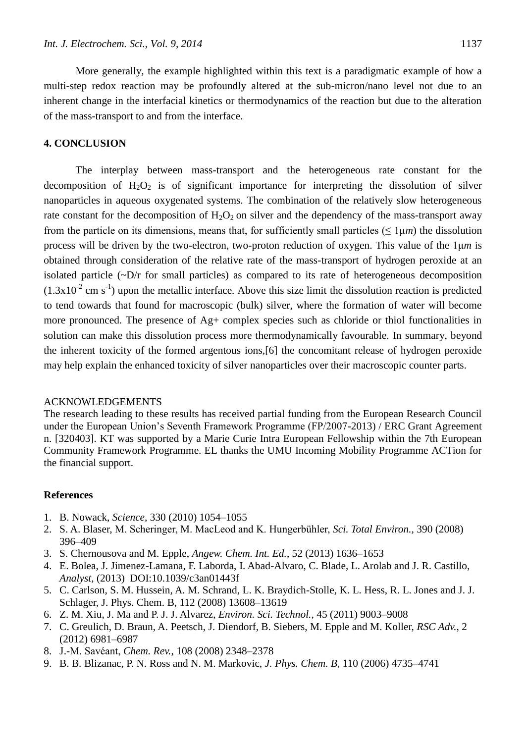More generally, the example highlighted within this text is a paradigmatic example of how a multi-step redox reaction may be profoundly altered at the sub-micron/nano level not due to an inherent change in the interfacial kinetics or thermodynamics of the reaction but due to the alteration of the mass-transport to and from the interface.

## 4. CONCLUSION

The interplay between mass-transport and the heterogeneous rate constant for the decomposition of $H_2O_2$ is of significant importance for interpreting the dissolution of silver nanoparticles in aqueous oxygenated systems. The combination of the relatively slow heterogeneous rate constant for the decomposition of $H_2O_2$ on silver and the dependency of the mass-transport away from the particle on its dimensions, means that, for sufficiently small particles ($\leq 1\mu m$) the dissolution process will be driven by the two-electron, two-proton reduction of oxygen. This value of the $1\mu m$ is obtained through consideration of the relative rate of the mass-transport of hydrogen peroxide at an isolated particle (~D/r for small particles) as compared to its rate of heterogeneous decomposition ($1.3x10^{-2}$ cm $s^{-1}$) upon the metallic interface. Above this size limit the dissolution reaction is predicted to tend towards that found for macroscopic (bulk) silver, where the formation of water will become more pronounced. The presence of Ag+ complex species such as chloride or thiol functionalities in solution can make this dissolution process more thermodynamically favourable. In summary, beyond the inherent toxicity of the formed argentous ions,[6] the concomitant release of hydrogen peroxide may help explain the enhanced toxicity of silver nanoparticles over their macroscopic counter parts.

ACKNOWLEDGEMENTS

The research leading to these results has received partial funding from the European Research Council under the European Union's Seventh Framework Programme (FP/2007-2013) / ERC Grant Agreement n. [320403]. KT was supported by a Marie Curie Intra European Fellowship within the 7th European Community Framework Programme. EL thanks the UMU Incoming Mobility Programme ACTion for the financial support.

### References

1. B. Nowack, *Science*, 330 (2010) 1054–1055
2. S. A. Blaser, M. Scheringer, M. MacLeod and K. Hungerbühler, *Sci. Total Environ.*, 390 (2008) 396–409
3. S. Chernousova and M. Epple, *Angew. Chem. Int. Ed.*, 52 (2013) 1636–1653
4. E. Bolea, J. Jimenez-Lamana, F. Laborda, I. Abad-Alvaro, C. Blade, L. Arolab and J. R. Castillo, *Analyst*, (2013) DOI:10.1039/c3an01443f
5. C. Carlson, S. M. Hussein, A. M. Schrand, L. K. Braydich-Stolle, K. L. Hess, R. L. Jones and J. J. Schlager, J. Phys. Chem. B, 112 (2008) 13608–13619
6. Z. M. Xiu, J. Ma and P. J. J. Alvarez, *Environ. Sci. Technol.*, 45 (2011) 9003–9008
7. C. Greulich, D. Braun, A. Peetsch, J. Diendorf, B. Siebers, M. Epple and M. Koller, *RSC Adv.*, 2 (2012) 6981–6987
8. J.-M. Savéant, *Chem. Rev.*, 108 (2008) 2348–2378
9. B. B. Blizanac, P. N. Ross and N. M. Markovic, *J. Phys. Chem. B*, 110 (2006) 4735–4741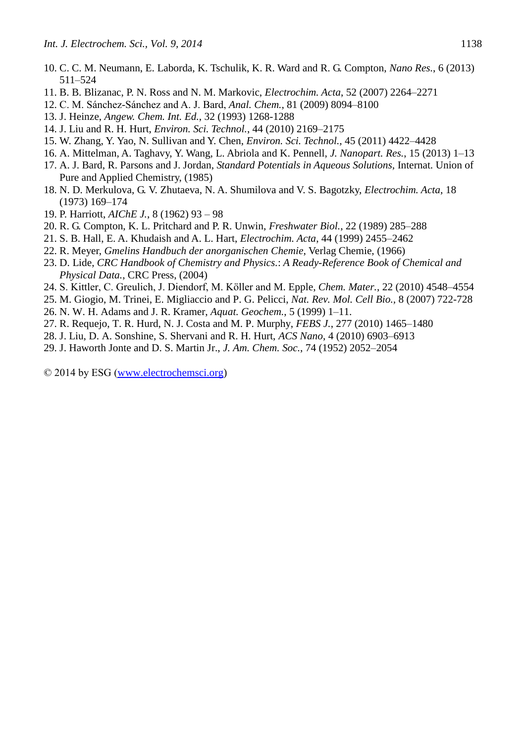10. C. C. M. Neumann, E. Laborda, K. Tschulik, K. R. Ward and R. G. Compton, *Nano Res.*, 6 (2013) 511–524
11. B. B. Blizanac, P. N. Ross and N. M. Markovic, *Electrochim. Acta*, 52 (2007) 2264–2271
12. C. M. Sánchez-Sánchez and A. J. Bard, *Anal. Chem.*, 81 (2009) 8094–8100
13. J. Heinze, *Angew. Chem. Int. Ed.*, 32 (1993) 1268-1288
14. J. Liu and R. H. Hurt, *Environ. Sci. Technol.*, 44 (2010) 2169–2175
15. W. Zhang, Y. Yao, N. Sullivan and Y. Chen, *Environ. Sci. Technol.*, 45 (2011) 4422–4428
16. A. Mittelman, A. Taghavy, Y. Wang, L. Abriola and K. Pennell, *J. Nanopart. Res.*, 15 (2013) 1–13
17. A. J. Bard, R. Parsons and J. Jordan, *Standard Potentials in Aqueous Solutions*, Internat. Union of Pure and Applied Chemistry, (1985)
18. N. D. Merkulova, G. V. Zhutaeva, N. A. Shumilova and V. S. Bagotzky, *Electrochim. Acta*, 18 (1973) 169–174
19. P. Harriott, *AIChE J.*, 8 (1962) 93 – 98
20. R. G. Compton, K. L. Pritchard and P. R. Unwin, *Freshwater Biol.*, 22 (1989) 285–288
21. S. B. Hall, E. A. Khudaish and A. L. Hart, *Electrochim. Acta*, 44 (1999) 2455–2462
22. R. Meyer, *Gmelins Handbuch der anorganischen Chemie*, Verlag Chemie, (1966)
23. D. Lide, *CRC Handbook of Chemistry and Physics.*: *A Ready-Reference Book of Chemical and Physical Data.*, CRC Press, (2004)
24. S. Kittler, C. Greulich, J. Diendorf, M. Köller and M. Epple, *Chem. Mater.*, 22 (2010) 4548–4554
25. M. Giogio, M. Trinei, E. Migliaccio and P. G. Pelicci, *Nat. Rev. Mol. Cell Bio.*, 8 (2007) 722-728
26. N. W. H. Adams and J. R. Kramer, *Aquat. Geochem.*, 5 (1999) 1–11.
27. R. Requejo, T. R. Hurd, N. J. Costa and M. P. Murphy, *FEBS J.*, 277 (2010) 1465–1480
28. J. Liu, D. A. Sonshine, S. Shervani and R. H. Hurt, *ACS Nano*, 4 (2010) 6903–6913
29. J. Haworth Jonte and D. S. Martin Jr., *J. Am. Chem. Soc.*, 74 (1952) 2052–2054

© 2014 by ESG (www.electrochemsci.org)